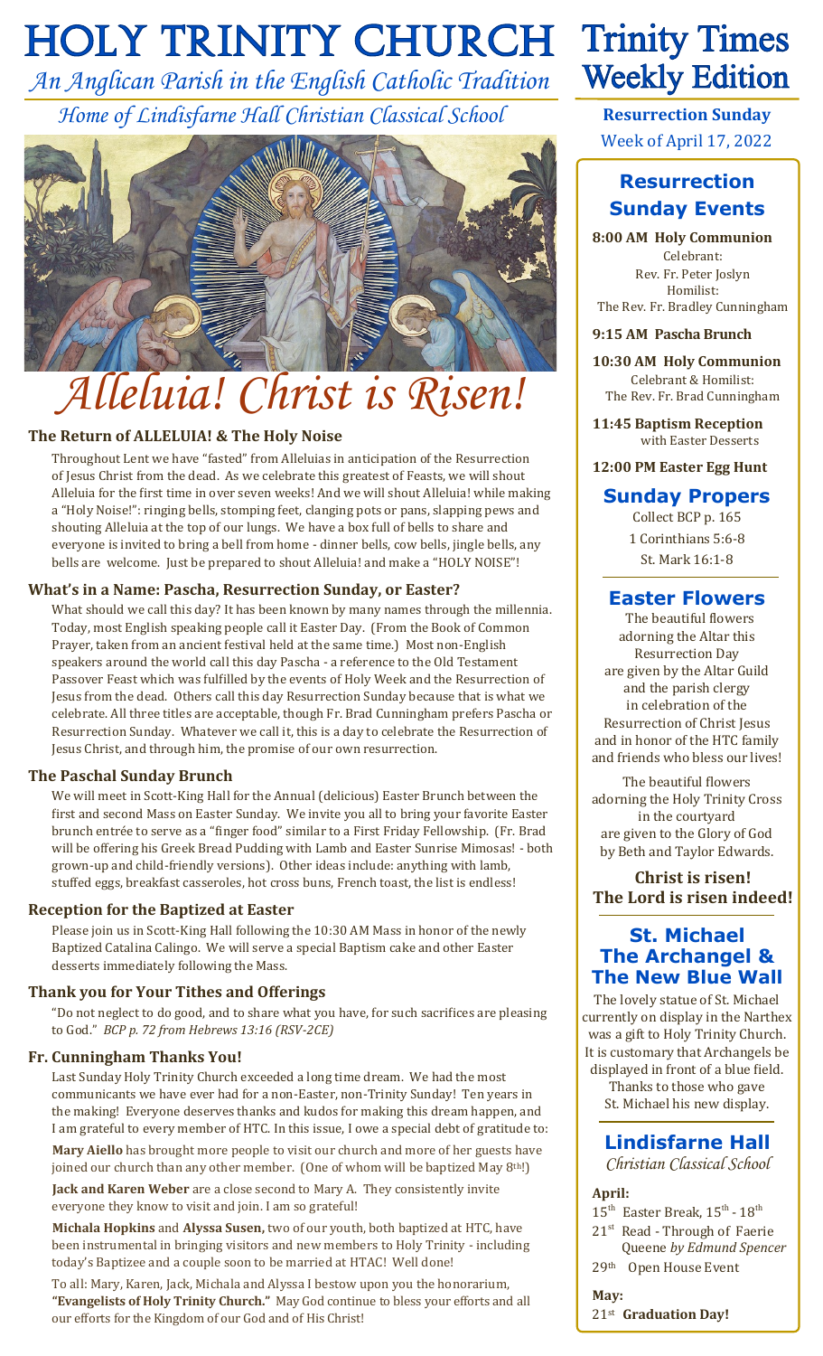# HOLY TRINITY CHURCH

*An Anglican Parish in the English Catholic Tradition*

*Home of Lindisfarne Hall Christian Classical School*

# Trinity Times Weekly Edition

**Resurrection Sunday**
Week of April 17, 2022

# *Alleluia! Christ is Risen!*

### The Return of ALLELUIA! & The Holy Noise

Throughout Lent we have "fasted" from Alleluias in anticipation of the Resurrection of Jesus Christ from the dead. As we celebrate this greatest of Feasts, we will shout Alleluia for the first time in over seven weeks! And we will shout Alleluia! while making a "Holy Noise!": ringing bells, stomping feet, clanging pots or pans, slapping pews and shouting Alleluia at the top of our lungs. We have a box full of bells to share and everyone is invited to bring a bell from home - dinner bells, cow bells, jingle bells, any bells are welcome. Just be prepared to shout Alleluia! and make a "HOLY NOISE"!

### What's in a Name: Pascha, Resurrection Sunday, or Easter?

What should we call this day? It has been known by many names through the millennia. Today, most English speaking people call it Easter Day. (From the Book of Common Prayer, taken from an ancient festival held at the same time.) Most non-English speakers around the world call this day Pascha - a reference to the Old Testament Passover Feast which was fulfilled by the events of Holy Week and the Resurrection of Jesus from the dead. Others call this day Resurrection Sunday because that is what we celebrate. All three titles are acceptable, though Fr. Brad Cunningham prefers Pascha or Resurrection Sunday. Whatever we call it, this is a day to celebrate the Resurrection of Jesus Christ, and through him, the promise of our own resurrection.

### The Paschal Sunday Brunch

We will meet in Scott-King Hall for the Annual (delicious) Easter Brunch between the first and second Mass on Easter Sunday. We invite you all to bring your favorite Easter brunch entrée to serve as a "finger food" similar to a First Friday Fellowship. (Fr. Brad will be offering his Greek Bread Pudding with Lamb and Easter Sunrise Mimosas! - both grown-up and child-friendly versions). Other ideas include: anything with lamb, stuffed eggs, breakfast casseroles, hot cross buns, French toast, the list is endless!

### Reception for the Baptized at Easter

Please join us in Scott-King Hall following the 10:30 AM Mass in honor of the newly Baptized Catalina Calingo. We will serve a special Baptism cake and other Easter desserts immediately following the Mass.

### Thank you for Your Tithes and Offerings

"Do not neglect to do good, and to share what you have, for such sacrifices are pleasing to God." *BCP p. 72 from Hebrews 13:16 (RSV-2CE)*

### Fr. Cunningham Thanks You!

Last Sunday Holy Trinity Church exceeded a long time dream. We had the most communicants we have ever had for a non-Easter, non-Trinity Sunday! Ten years in the making! Everyone deserves thanks and kudos for making this dream happen, and I am grateful to every member of HTC. In this issue, I owe a special debt of gratitude to:

**Mary Aiello** has brought more people to visit our church and more of her guests have joined our church than any other member. (One of whom will be baptized May 8th!)

**Jack and Karen Weber** are a close second to Mary A. They consistently invite everyone they know to visit and join. I am so grateful!

**Michala Hopkins** and **Alyssa Susen,** two of our youth, both baptized at HTC, have been instrumental in bringing visitors and new members to Holy Trinity - including today's Baptizee and a couple soon to be married at HTAC! Well done!

To all: Mary, Karen, Jack, Michala and Alyssa I bestow upon you the honorarium, **"Evangelists of Holy Trinity Church."** May God continue to bless your efforts and all our efforts for the Kingdom of our God and of His Christ!

## Resurrection Sunday Events

**8:00 AM Holy Communion**
Celebrant:
Rev. Fr. Peter Joslyn
Homilist:
The Rev. Fr. Bradley Cunningham

**9:15 AM Pascha Brunch**

**10:30 AM Holy Communion**
Celebrant & Homilist:
The Rev. Fr. Brad Cunningham

**11:45 Baptism Reception**
with Easter Desserts

**12:00 PM Easter Egg Hunt**

## Sunday Propers

Collect BCP p. 165
1 Corinthians 5:6-8
St. Mark 16:1-8

## Easter Flowers

The beautiful flowers adorning the Altar this Resurrection Day are given by the Altar Guild and the parish clergy in celebration of the Resurrection of Christ Jesus and in honor of the HTC family and friends who bless our lives!

The beautiful flowers adorning the Holy Trinity Cross in the courtyard are given to the Glory of God by Beth and Taylor Edwards.

**Christ is risen!**
**The Lord is risen indeed!**

## St. Michael The Archangel & The New Blue Wall

The lovely statue of St. Michael currently on display in the Narthex was a gift to Holy Trinity Church. It is customary that Archangels be displayed in front of a blue field. Thanks to those who gave St. Michael his new display.

## Lindisfarne Hall

*Christian Classical School*

**April:**

- 15th Easter Break, 15th - 18th
- 21st Read - Through of Faerie Queene *by Edmund Spencer*
- 29th Open House Event

**May:**

- 21st **Graduation Day!**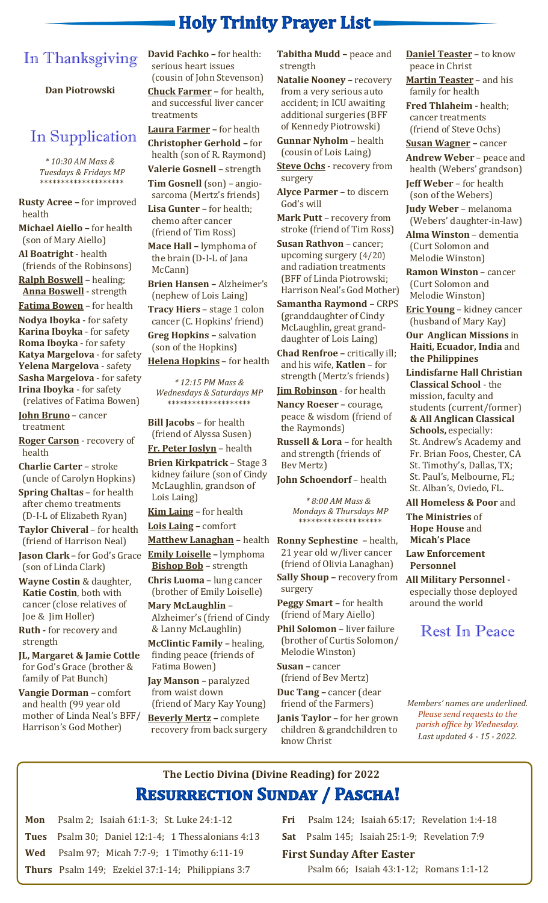# Holy Trinity Prayer List

## In Thanksgiving

**Dan Piotrowski**

## In Supplication

*\* 10:30 AM Mass & Tuesdays & Fridays MP*
*\*\*\*\*\*\*\*\*\*\*\*\*\*\*\*\*\*\*\*\**

**Rusty Acree –** for improved health

**Michael Aiello –** for health (son of Mary Aiello)

**Al Boatright** - health (friends of the Robinsons)

**Ralph Boswell –** healing; **Anna Boswell** - strength

**Fatima Bowen –** for health

**Nodya Iboyka** - for safety
**Karina Iboyka** - for safety
**Roma Iboyka** - for safety
**Katya Margelova** - for safety
**Yelena Margelova** - safety
**Sasha Margelova** - for safety
**Irina Iboyka** - for safety (relatives of Fatima Bowen)

**John Bruno** – cancer treatment

**Roger Carson** - recovery of health

**Charlie Carter** – stroke (uncle of Carolyn Hopkins)

**Spring Chaltas** – for health after chemo treatments (D-I-L of Elizabeth Ryan)

**Taylor Chiveral** – for health (friend of Harrison Neal)

**Jason Clark –** for God's Grace (son of Linda Clark)

**Wayne Costin** & daughter, **Katie Costin**, both with cancer (close relatives of Joe & Jim Holler)

**Ruth -** for recovery and strength

**JL, Margaret & Jamie Cottle** for God's Grace (brother & family of Pat Bunch)

**Vangie Dorman –** comfort and health (99 year old mother of Linda Neal's BFF/ Harrison's God Mother)

**David Fachko –** for health: serious heart issues (cousin of John Stevenson)

**Chuck Farmer –** for health, and successful liver cancer treatments

**Laura Farmer –** for health

**Christopher Gerhold –** for health (son of R. Raymond)

**Valerie Gosnell** – strength

**Tim Gosnell** (son) – angio-sarcoma (Mertz's friends)

**Lisa Gunter –** for health; chemo after cancer (friend of Tim Ross)

**Mace Hall –** lymphoma of the brain (D-I-L of Jana McCann)

**Brien Hansen –** Alzheimer's (nephew of Lois Laing)

**Tracy Hiers** – stage 1 colon cancer (C. Hopkins' friend)

**Greg Hopkins –** salvation (son of the Hopkins)

**Helena Hopkins** – for health

*\* 12:15 PM Mass & Wednesdays & Saturdays MP*
*\*\*\*\*\*\*\*\*\*\*\*\*\*\*\*\*\*\*\*\**

**Bill Jacobs** – for health (friend of Alyssa Susen)

**Fr. Peter Joslyn** – health

**Brien Kirkpatrick** – Stage 3 kidney failure (son of Cindy McLaughlin, grandson of Lois Laing)

**Kim Laing –** for health

**Lois Laing –** comfort

**Matthew Lanaghan –** health

**Emily Loiselle –** lymphoma **Bishop Bob –** strength

**Chris Luoma** – lung cancer (brother of Emily Loiselle)

**Mary McLaughlin** – Alzheimer's (friend of Cindy & Lanny McLaughlin)

**McClintic Family –** healing, finding peace (friends of Fatima Bowen)

**Jay Manson –** paralyzed from waist down (friend of Mary Kay Young)

**Beverly Mertz –** complete recovery from back surgery

**Tabitha Mudd –** peace and strength

**Natalie Nooney –** recovery from a very serious auto accident; in ICU awaiting additional surgeries (BFF of Kennedy Piotrowski)

**Gunnar Nyholm –** health (cousin of Lois Laing)

**Steve Ochs** - recovery from surgery

**Alyce Parmer –** to discern God's will

**Mark Putt** – recovery from stroke (friend of Tim Ross)

**Susan Rathvon** – cancer; upcoming surgery (4/20) and radiation treatments (BFF of Linda Piotrowski; Harrison Neal's God Mother)

**Samantha Raymond –** CRPS (granddaughter of Cindy McLaughlin, great grand-daughter of Lois Laing)

**Chad Renfroe –** critically ill; and his wife, **Katlen** – for strength (Mertz's friends)

**Jim Robinson** - for health

**Nancy Roeser –** courage, peace & wisdom (friend of the Raymonds)

**Russell & Lora –** for health and strength (friends of Bev Mertz)

**John Schoendorf** – health

*\* 8:00 AM Mass & Mondays & Thursdays MP*
*\*\*\*\*\*\*\*\*\*\*\*\*\*\*\*\*\*\*\*\**

**Ronny Sephestine –** health, 21 year old w/liver cancer (friend of Olivia Lanaghan)

**Sally Shoup –** recovery from surgery

**Peggy Smart** – for health (friend of Mary Aiello)

**Phil Solomon** – liver failure (brother of Curtis Solomon/ Melodie Winston)

**Susan –** cancer (friend of Bev Mertz)

**Duc Tang –** cancer (dear friend of the Farmers)

**Janis Taylor** – for her grown children & grandchildren to know Christ

**Daniel Teaster** – to know peace in Christ

**Martin Teaster** – and his family for health

**Fred Thlaheim -** health; cancer treatments (friend of Steve Ochs)

**Susan Wagner –** cancer

**Andrew Weber** – peace and health (Webers' grandson)

**Jeff Weber** – for health (son of the Webers)

**Judy Weber** – melanoma (Webers' daughter-in-law)

**Alma Winston** – dementia (Curt Solomon and Melodie Winston)

**Ramon Winston** – cancer (Curt Solomon and Melodie Winston)

**Eric Young** – kidney cancer (husband of Mary Kay)

**Our Anglican Missions** in **Haiti, Ecuador, India** and **the Philippines**

**Lindisfarne Hall Christian Classical School** - the mission, faculty and students (current/former) **& All Anglican Classical Schools,** especially:
St. Andrew's Academy and Fr. Brian Foos, Chester, CA
St. Timothy's, Dallas, TX;
St. Paul's, Melbourne, FL;
St. Alban's, Oviedo, FL.

**All Homeless & Poor** and

**The Ministries** of **Hope House** and **Micah's Place**

**Law Enforcement Personnel**

**All Military Personnel -** especially those deployed around the world

## Rest In Peace

*Members' names are underlined. Please send requests to the parish office by Wednesday. Last updated 4 - 15 - 2022.*

---

### The Lectio Divina (Divine Reading) for 2022

## Resurrection Sunday / Pascha!

**Mon** Psalm 2; Isaiah 61:1-3; St. Luke 24:1-12

**Tues** Psalm 30; Daniel 12:1-4; 1 Thessalonians 4:13

**Wed** Psalm 97; Micah 7:7-9; 1 Timothy 6:11-19

**Thurs** Psalm 149; Ezekiel 37:1-14; Philippians 3:7

**Fri** Psalm 124; Isaiah 65:17; Revelation 1:4-18

**Sat** Psalm 145; Isaiah 25:1-9; Revelation 7:9

**First Sunday After Easter**
Psalm 66; Isaiah 43:1-12; Romans 1:1-12